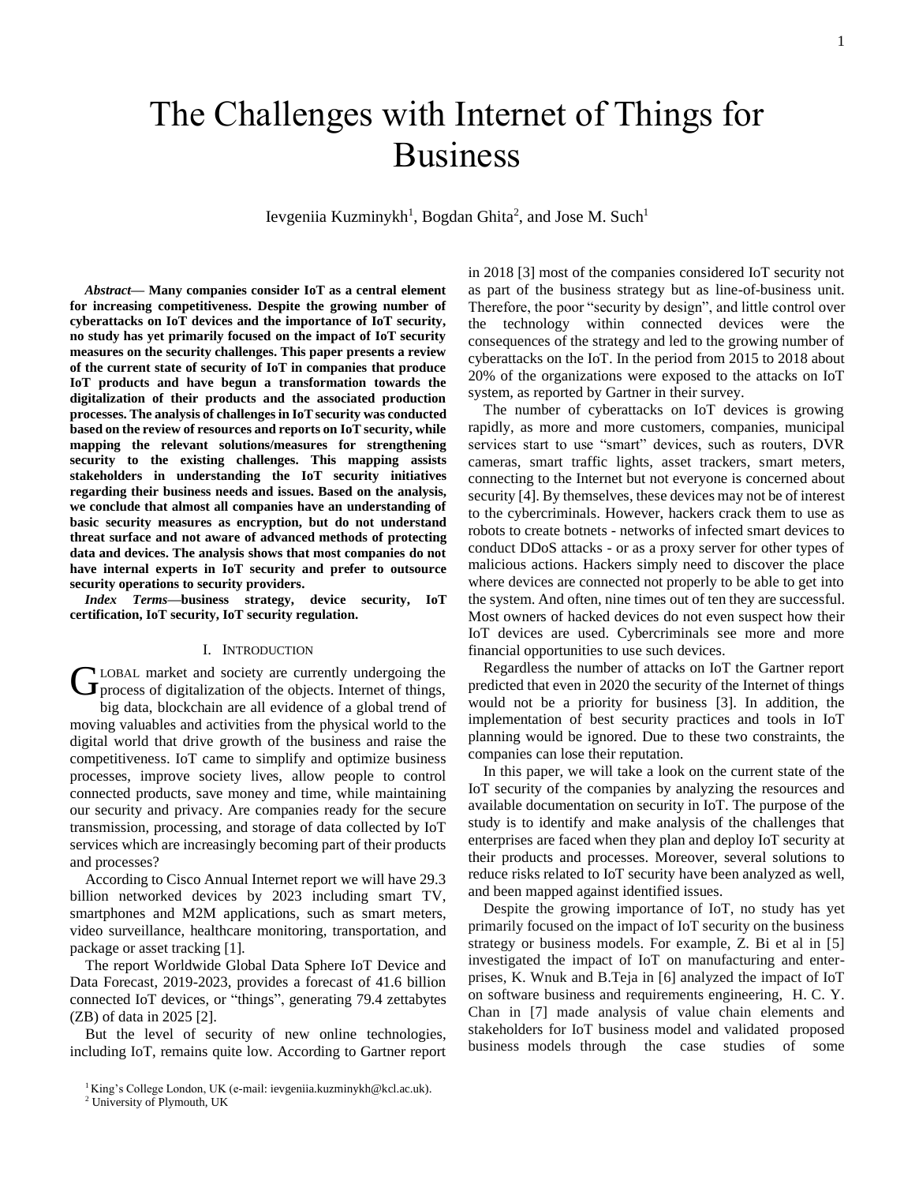# The Challenges with Internet of Things for Business

Ievgeniia Kuzminykh[1], Bogdan Ghita[2], and Jose M. Such[1]

***Abstract*— Many companies consider IoT as a central element for increasing competitiveness. Despite the growing number of cyberattacks on IoT devices and the importance of IoT security, no study has yet primarily focused on the impact of IoT security measures on the security challenges. This paper presents a review of the current state of security of IoT in companies that produce IoT products and have begun a transformation towards the digitalization of their products and the associated production processes. The analysis of challenges in IoT security was conducted based on the review of resources and reports on IoT security, while mapping the relevant solutions/measures for strengthening security to the existing challenges. This mapping assists stakeholders in understanding the IoT security initiatives regarding their business needs and issues. Based on the analysis, we conclude that almost all companies have an understanding of basic security measures as encryption, but do not understand threat surface and not aware of advanced methods of protecting data and devices. The analysis shows that most companies do not have internal experts in IoT security and prefer to outsource security operations to security providers.**

***Index Terms*—business strategy, device security, IoT certification, IoT security, IoT security regulation.**

## I. Introduction

Global market and society are currently undergoing the process of digitalization of the objects. Internet of things, big data, blockchain are all evidence of a global trend of moving valuables and activities from the physical world to the digital world that drive growth of the business and raise the competitiveness. IoT came to simplify and optimize business processes, improve society lives, allow people to control connected products, save money and time, while maintaining our security and privacy. Are companies ready for the secure transmission, processing, and storage of data collected by IoT services which are increasingly becoming part of their products and processes?

According to Cisco Annual Internet report we will have 29.3 billion networked devices by 2023 including smart TV, smartphones and M2M applications, such as smart meters, video surveillance, healthcare monitoring, transportation, and package or asset tracking [1].

The report Worldwide Global Data Sphere IoT Device and Data Forecast, 2019-2023, provides a forecast of 41.6 billion connected IoT devices, or "things", generating 79.4 zettabytes (ZB) of data in 2025 [2].

But the level of security of new online technologies, including IoT, remains quite low. According to Gartner report in 2018 [3] most of the companies considered IoT security not as part of the business strategy but as line-of-business unit. Therefore, the poor "security by design", and little control over the technology within connected devices were the consequences of the strategy and led to the growing number of cyberattacks on the IoT. In the period from 2015 to 2018 about 20% of the organizations were exposed to the attacks on IoT system, as reported by Gartner in their survey.

The number of cyberattacks on IoT devices is growing rapidly, as more and more customers, companies, municipal services start to use "smart" devices, such as routers, DVR cameras, smart traffic lights, asset trackers, smart meters, connecting to the Internet but not everyone is concerned about security [4]. By themselves, these devices may not be of interest to the cybercriminals. However, hackers crack them to use as robots to create botnets - networks of infected smart devices to conduct DDoS attacks - or as a proxy server for other types of malicious actions. Hackers simply need to discover the place where devices are connected not properly to be able to get into the system. And often, nine times out of ten they are successful. Most owners of hacked devices do not even suspect how their IoT devices are used. Cybercriminals see more and more financial opportunities to use such devices.

Regardless the number of attacks on IoT the Gartner report predicted that even in 2020 the security of the Internet of things would not be a priority for business [3]. In addition, the implementation of best security practices and tools in IoT planning would be ignored. Due to these two constraints, the companies can lose their reputation.

In this paper, we will take a look on the current state of the IoT security of the companies by analyzing the resources and available documentation on security in IoT. The purpose of the study is to identify and make analysis of the challenges that enterprises are faced when they plan and deploy IoT security at their products and processes. Moreover, several solutions to reduce risks related to IoT security have been analyzed as well, and been mapped against identified issues.

Despite the growing importance of IoT, no study has yet primarily focused on the impact of IoT security on the business strategy or business models. For example, Z. Bi et al in [5] investigated the impact of IoT on manufacturing and enterprises, K. Wnuk and B.Teja in [6] analyzed the impact of IoT on software business and requirements engineering, H. C. Y. Chan in [7] made analysis of value chain elements and stakeholders for IoT business model and validated proposed business models through the case studies of some

[1] King's College London, UK (e-mail: ievgeniia.kuzminykh@kcl.ac.uk).

[2] University of Plymouth, UK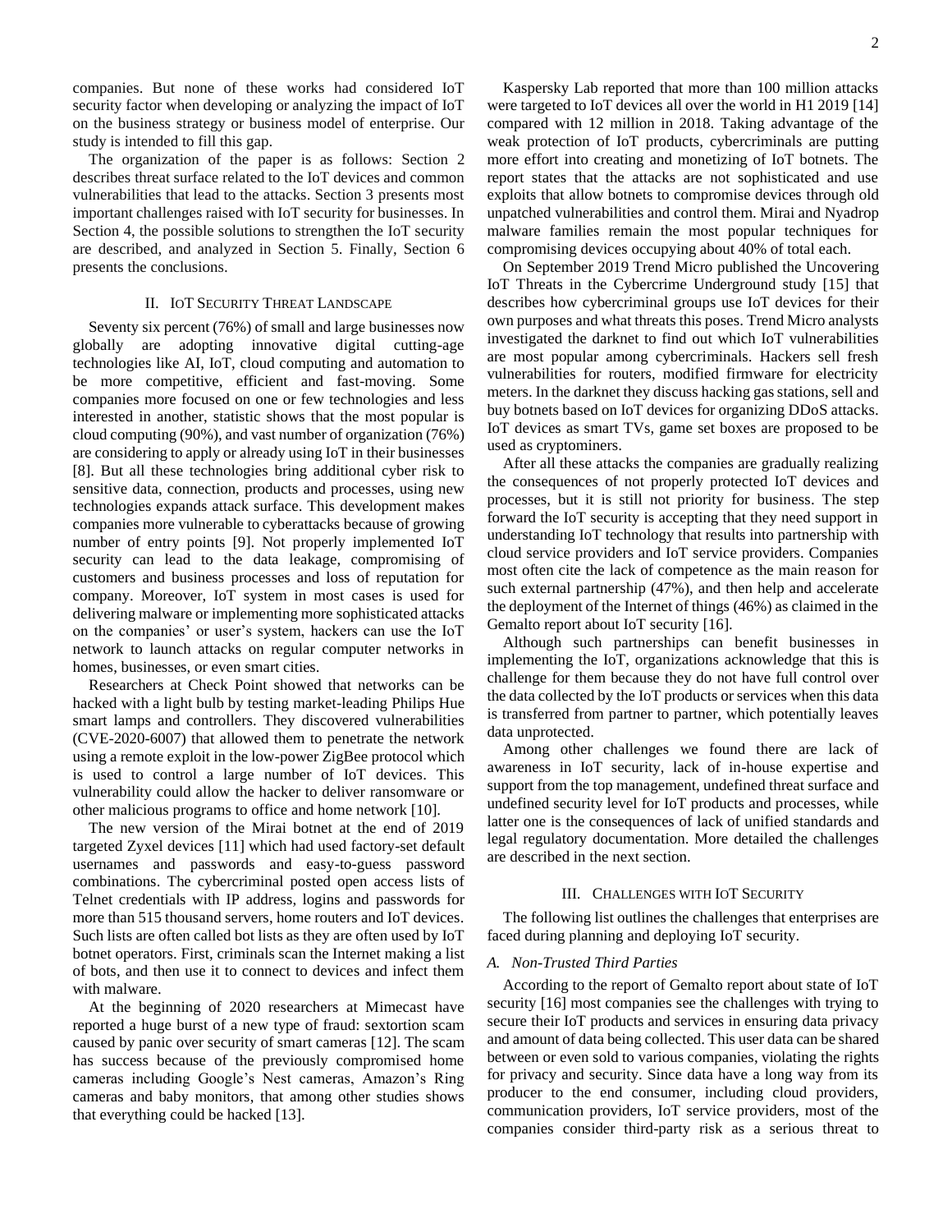companies. But none of these works had considered IoT security factor when developing or analyzing the impact of IoT on the business strategy or business model of enterprise. Our study is intended to fill this gap.

The organization of the paper is as follows: Section 2 describes threat surface related to the IoT devices and common vulnerabilities that lead to the attacks. Section 3 presents most important challenges raised with IoT security for businesses. In Section 4, the possible solutions to strengthen the IoT security are described, and analyzed in Section 5. Finally, Section 6 presents the conclusions.

## II. IoT Security Threat Landscape

Seventy six percent (76%) of small and large businesses now globally are adopting innovative digital cutting-age technologies like AI, IoT, cloud computing and automation to be more competitive, efficient and fast-moving. Some companies more focused on one or few technologies and less interested in another, statistic shows that the most popular is cloud computing (90%), and vast number of organization (76%) are considering to apply or already using IoT in their businesses [8]. But all these technologies bring additional cyber risk to sensitive data, connection, products and processes, using new technologies expands attack surface. This development makes companies more vulnerable to cyberattacks because of growing number of entry points [9]. Not properly implemented IoT security can lead to the data leakage, compromising of customers and business processes and loss of reputation for company. Moreover, IoT system in most cases is used for delivering malware or implementing more sophisticated attacks on the companies' or user's system, hackers can use the IoT network to launch attacks on regular computer networks in homes, businesses, or even smart cities.

Researchers at Check Point showed that networks can be hacked with a light bulb by testing market-leading Philips Hue smart lamps and controllers. They discovered vulnerabilities (CVE-2020-6007) that allowed them to penetrate the network using a remote exploit in the low-power ZigBee protocol which is used to control a large number of IoT devices. This vulnerability could allow the hacker to deliver ransomware or other malicious programs to office and home network [10].

The new version of the Mirai botnet at the end of 2019 targeted Zyxel devices [11] which had used factory-set default usernames and passwords and easy-to-guess password combinations. The cybercriminal posted open access lists of Telnet credentials with IP address, logins and passwords for more than 515 thousand servers, home routers and IoT devices. Such lists are often called bot lists as they are often used by IoT botnet operators. First, criminals scan the Internet making a list of bots, and then use it to connect to devices and infect them with malware.

At the beginning of 2020 researchers at Mimecast have reported a huge burst of a new type of fraud: sextortion scam caused by panic over security of smart cameras [12]. The scam has success because of the previously compromised home cameras including Google's Nest cameras, Amazon's Ring cameras and baby monitors, that among other studies shows that everything could be hacked [13].

Kaspersky Lab reported that more than 100 million attacks were targeted to IoT devices all over the world in H1 2019 [14] compared with 12 million in 2018. Taking advantage of the weak protection of IoT products, cybercriminals are putting more effort into creating and monetizing of IoT botnets. The report states that the attacks are not sophisticated and use exploits that allow botnets to compromise devices through old unpatched vulnerabilities and control them. Mirai and Nyadrop malware families remain the most popular techniques for compromising devices occupying about 40% of total each.

On September 2019 Trend Micro published the Uncovering IoT Threats in the Cybercrime Underground study [15] that describes how cybercriminal groups use IoT devices for their own purposes and what threats this poses. Trend Micro analysts investigated the darknet to find out which IoT vulnerabilities are most popular among cybercriminals. Hackers sell fresh vulnerabilities for routers, modified firmware for electricity meters. In the darknet they discuss hacking gas stations, sell and buy botnets based on IoT devices for organizing DDoS attacks. IoT devices as smart TVs, game set boxes are proposed to be used as cryptominers.

After all these attacks the companies are gradually realizing the consequences of not properly protected IoT devices and processes, but it is still not priority for business. The step forward the IoT security is accepting that they need support in understanding IoT technology that results into partnership with cloud service providers and IoT service providers. Companies most often cite the lack of competence as the main reason for such external partnership (47%), and then help and accelerate the deployment of the Internet of things (46%) as claimed in the Gemalto report about IoT security [16].

Although such partnerships can benefit businesses in implementing the IoT, organizations acknowledge that this is challenge for them because they do not have full control over the data collected by the IoT products or services when this data is transferred from partner to partner, which potentially leaves data unprotected.

Among other challenges we found there are lack of awareness in IoT security, lack of in-house expertise and support from the top management, undefined threat surface and undefined security level for IoT products and processes, while latter one is the consequences of lack of unified standards and legal regulatory documentation. More detailed the challenges are described in the next section.

## III. Challenges with IoT Security

The following list outlines the challenges that enterprises are faced during planning and deploying IoT security.

### *A. Non-Trusted Third Parties*

According to the report of Gemalto report about state of IoT security [16] most companies see the challenges with trying to secure their IoT products and services in ensuring data privacy and amount of data being collected. This user data can be shared between or even sold to various companies, violating the rights for privacy and security. Since data have a long way from its producer to the end consumer, including cloud providers, communication providers, IoT service providers, most of the companies consider third-party risk as a serious threat to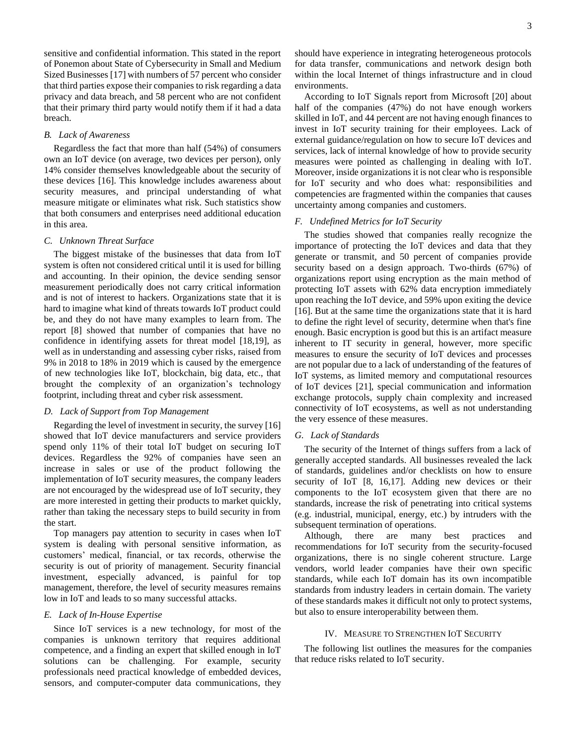sensitive and confidential information. This stated in the report of Ponemon about State of Cybersecurity in Small and Medium Sized Businesses [17] with numbers of 57 percent who consider that third parties expose their companies to risk regarding a data privacy and data breach, and 58 percent who are not confident that their primary third party would notify them if it had a data breach.

### *B. Lack of Awareness*

Regardless the fact that more than half (54%) of consumers own an IoT device (on average, two devices per person), only 14% consider themselves knowledgeable about the security of these devices [16]. This knowledge includes awareness about security measures, and principal understanding of what measure mitigate or eliminates what risk. Such statistics show that both consumers and enterprises need additional education in this area.

### *C. Unknown Threat Surface*

The biggest mistake of the businesses that data from IoT system is often not considered critical until it is used for billing and accounting. In their opinion, the device sending sensor measurement periodically does not carry critical information and is not of interest to hackers. Organizations state that it is hard to imagine what kind of threats towards IoT product could be, and they do not have many examples to learn from. The report [8] showed that number of companies that have no confidence in identifying assets for threat model [18,19], as well as in understanding and assessing cyber risks, raised from 9% in 2018 to 18% in 2019 which is caused by the emergence of new technologies like IoT, blockchain, big data, etc., that brought the complexity of an organization's technology footprint, including threat and cyber risk assessment.

### *D. Lack of Support from Top Management*

Regarding the level of investment in security, the survey [16] showed that IoT device manufacturers and service providers spend only 11% of their total IoT budget on securing IoT devices. Regardless the 92% of companies have seen an increase in sales or use of the product following the implementation of IoT security measures, the company leaders are not encouraged by the widespread use of IoT security, they are more interested in getting their products to market quickly, rather than taking the necessary steps to build security in from the start.

Top managers pay attention to security in cases when IoT system is dealing with personal sensitive information, as customers' medical, financial, or tax records, otherwise the security is out of priority of management. Security financial investment, especially advanced, is painful for top management, therefore, the level of security measures remains low in IoT and leads to so many successful attacks.

### *E. Lack of In-House Expertise*

Since IoT services is a new technology, for most of the companies is unknown territory that requires additional competence, and a finding an expert that skilled enough in IoT solutions can be challenging. For example, security professionals need practical knowledge of embedded devices, sensors, and computer-computer data communications, they should have experience in integrating heterogeneous protocols for data transfer, communications and network design both within the local Internet of things infrastructure and in cloud environments.

According to IoT Signals report from Microsoft [20] about half of the companies (47%) do not have enough workers skilled in IoT, and 44 percent are not having enough finances to invest in IoT security training for their employees. Lack of external guidance/regulation on how to secure IoT devices and services, lack of internal knowledge of how to provide security measures were pointed as challenging in dealing with IoT. Moreover, inside organizations it is not clear who is responsible for IoT security and who does what: responsibilities and competencies are fragmented within the companies that causes uncertainty among companies and customers.

### *F. Undefined Metrics for IoT Security*

The studies showed that companies really recognize the importance of protecting the IoT devices and data that they generate or transmit, and 50 percent of companies provide security based on a design approach. Two-thirds (67%) of organizations report using encryption as the main method of protecting IoT assets with 62% data encryption immediately upon reaching the IoT device, and 59% upon exiting the device [16]. But at the same time the organizations state that it is hard to define the right level of security, determine when that's fine enough. Basic encryption is good but this is an artifact measure inherent to IT security in general, however, more specific measures to ensure the security of IoT devices and processes are not popular due to a lack of understanding of the features of IoT systems, as limited memory and computational resources of IoT devices [21], special communication and information exchange protocols, supply chain complexity and increased connectivity of IoT ecosystems, as well as not understanding the very essence of these measures.

### *G. Lack of Standards*

The security of the Internet of things suffers from a lack of generally accepted standards. All businesses revealed the lack of standards, guidelines and/or checklists on how to ensure security of IoT [8, 16,17]. Adding new devices or their components to the IoT ecosystem given that there are no standards, increase the risk of penetrating into critical systems (e.g. industrial, municipal, energy, etc.) by intruders with the subsequent termination of operations.

Although, there are many best practices and recommendations for IoT security from the security-focused organizations, there is no single coherent structure. Large vendors, world leader companies have their own specific standards, while each IoT domain has its own incompatible standards from industry leaders in certain domain. The variety of these standards makes it difficult not only to protect systems, but also to ensure interoperability between them.

## IV. Measure to Strengthen IoT Security

The following list outlines the measures for the companies that reduce risks related to IoT security.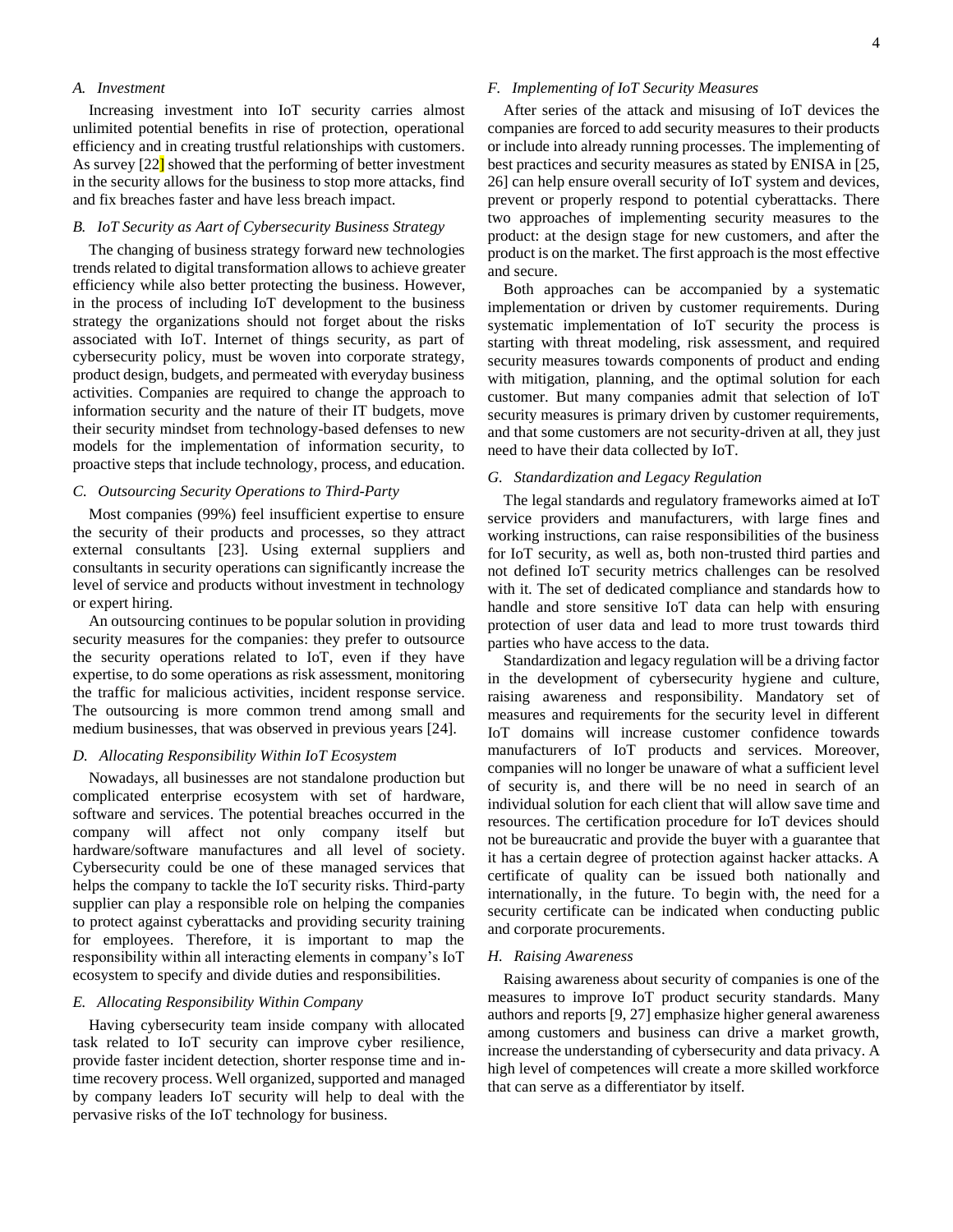### A. Investment

Increasing investment into IoT security carries almost unlimited potential benefits in rise of protection, operational efficiency and in creating trustful relationships with customers. As survey [22] showed that the performing of better investment in the security allows for the business to stop more attacks, find and fix breaches faster and have less breach impact.

### B. IoT Security as Aart of Cybersecurity Business Strategy

The changing of business strategy forward new technologies trends related to digital transformation allows to achieve greater efficiency while also better protecting the business. However, in the process of including IoT development to the business strategy the organizations should not forget about the risks associated with IoT. Internet of things security, as part of cybersecurity policy, must be woven into corporate strategy, product design, budgets, and permeated with everyday business activities. Companies are required to change the approach to information security and the nature of their IT budgets, move their security mindset from technology-based defenses to new models for the implementation of information security, to proactive steps that include technology, process, and education.

### C. Outsourcing Security Operations to Third-Party

Most companies (99%) feel insufficient expertise to ensure the security of their products and processes, so they attract external consultants [23]. Using external suppliers and consultants in security operations can significantly increase the level of service and products without investment in technology or expert hiring.

An outsourcing continues to be popular solution in providing security measures for the companies: they prefer to outsource the security operations related to IoT, even if they have expertise, to do some operations as risk assessment, monitoring the traffic for malicious activities, incident response service. The outsourcing is more common trend among small and medium businesses, that was observed in previous years [24].

### D. Allocating Responsibility Within IoT Ecosystem

Nowadays, all businesses are not standalone production but complicated enterprise ecosystem with set of hardware, software and services. The potential breaches occurred in the company will affect not only company itself but hardware/software manufactures and all level of society. Cybersecurity could be one of these managed services that helps the company to tackle the IoT security risks. Third-party supplier can play a responsible role on helping the companies to protect against cyberattacks and providing security training for employees. Therefore, it is important to map the responsibility within all interacting elements in company's IoT ecosystem to specify and divide duties and responsibilities.

### E. Allocating Responsibility Within Company

Having cybersecurity team inside company with allocated task related to IoT security can improve cyber resilience, provide faster incident detection, shorter response time and in-time recovery process. Well organized, supported and managed by company leaders IoT security will help to deal with the pervasive risks of the IoT technology for business.

### F. Implementing of IoT Security Measures

After series of the attack and misusing of IoT devices the companies are forced to add security measures to their products or include into already running processes. The implementing of best practices and security measures as stated by ENISA in [25, 26] can help ensure overall security of IoT system and devices, prevent or properly respond to potential cyberattacks. There two approaches of implementing security measures to the product: at the design stage for new customers, and after the product is on the market. The first approach is the most effective and secure.

Both approaches can be accompanied by a systematic implementation or driven by customer requirements. During systematic implementation of IoT security the process is starting with threat modeling, risk assessment, and required security measures towards components of product and ending with mitigation, planning, and the optimal solution for each customer. But many companies admit that selection of IoT security measures is primary driven by customer requirements, and that some customers are not security-driven at all, they just need to have their data collected by IoT.

### G. Standardization and Legacy Regulation

The legal standards and regulatory frameworks aimed at IoT service providers and manufacturers, with large fines and working instructions, can raise responsibilities of the business for IoT security, as well as, both non-trusted third parties and not defined IoT security metrics challenges can be resolved with it. The set of dedicated compliance and standards how to handle and store sensitive IoT data can help with ensuring protection of user data and lead to more trust towards third parties who have access to the data.

Standardization and legacy regulation will be a driving factor in the development of cybersecurity hygiene and culture, raising awareness and responsibility. Mandatory set of measures and requirements for the security level in different IoT domains will increase customer confidence towards manufacturers of IoT products and services. Moreover, companies will no longer be unaware of what a sufficient level of security is, and there will be no need in search of an individual solution for each client that will allow save time and resources. The certification procedure for IoT devices should not be bureaucratic and provide the buyer with a guarantee that it has a certain degree of protection against hacker attacks. A certificate of quality can be issued both nationally and internationally, in the future. To begin with, the need for a security certificate can be indicated when conducting public and corporate procurements.

### H. Raising Awareness

Raising awareness about security of companies is one of the measures to improve IoT product security standards. Many authors and reports [9, 27] emphasize higher general awareness among customers and business can drive a market growth, increase the understanding of cybersecurity and data privacy. A high level of competences will create a more skilled workforce that can serve as a differentiator by itself.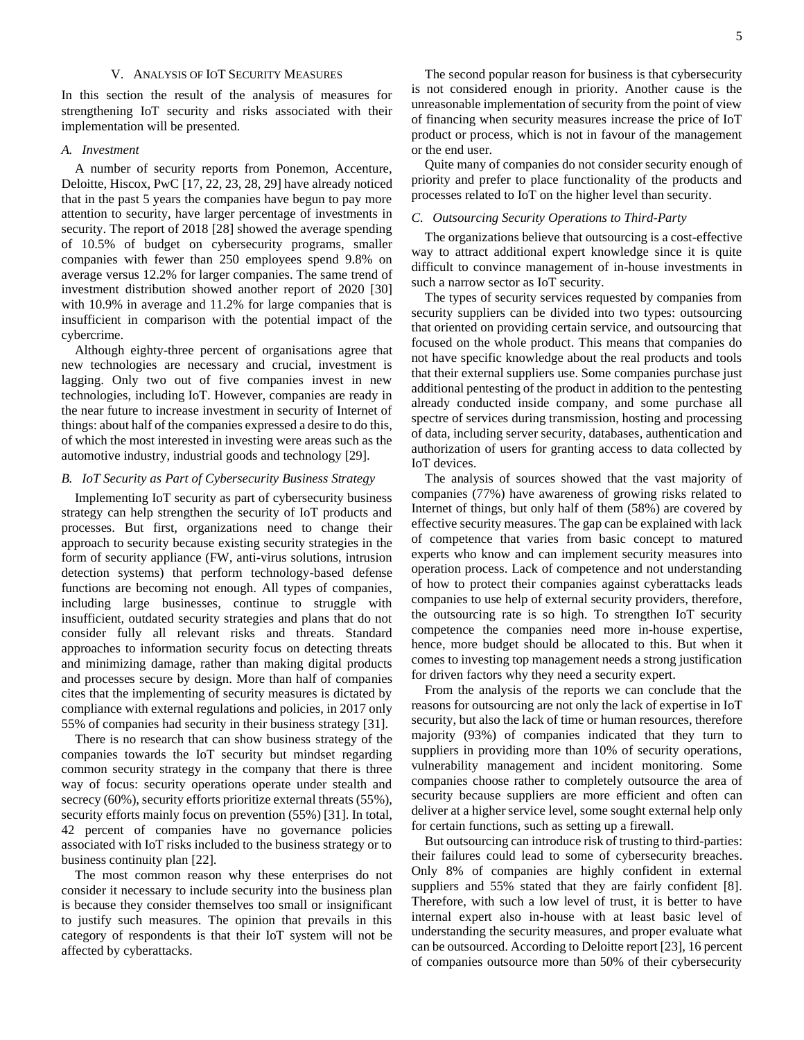## V. Analysis of IoT Security Measures

In this section the result of the analysis of measures for strengthening IoT security and risks associated with their implementation will be presented.

### *A. Investment*

A number of security reports from Ponemon, Accenture, Deloitte, Hiscox, PwC [17, 22, 23, 28, 29] have already noticed that in the past 5 years the companies have begun to pay more attention to security, have larger percentage of investments in security. The report of 2018 [28] showed the average spending of 10.5% of budget on cybersecurity programs, smaller companies with fewer than 250 employees spend 9.8% on average versus 12.2% for larger companies. The same trend of investment distribution showed another report of 2020 [30] with 10.9% in average and 11.2% for large companies that is insufficient in comparison with the potential impact of the cybercrime.

Although eighty-three percent of organisations agree that new technologies are necessary and crucial, investment is lagging. Only two out of five companies invest in new technologies, including IoT. However, companies are ready in the near future to increase investment in security of Internet of things: about half of the companies expressed a desire to do this, of which the most interested in investing were areas such as the automotive industry, industrial goods and technology [29].

### *B. IoT Security as Part of Cybersecurity Business Strategy*

Implementing IoT security as part of cybersecurity business strategy can help strengthen the security of IoT products and processes. But first, organizations need to change their approach to security because existing security strategies in the form of security appliance (FW, anti-virus solutions, intrusion detection systems) that perform technology-based defense functions are becoming not enough. All types of companies, including large businesses, continue to struggle with insufficient, outdated security strategies and plans that do not consider fully all relevant risks and threats. Standard approaches to information security focus on detecting threats and minimizing damage, rather than making digital products and processes secure by design. More than half of companies cites that the implementing of security measures is dictated by compliance with external regulations and policies, in 2017 only 55% of companies had security in their business strategy [31].

There is no research that can show business strategy of the companies towards the IoT security but mindset regarding common security strategy in the company that there is three way of focus: security operations operate under stealth and secrecy (60%), security efforts prioritize external threats (55%), security efforts mainly focus on prevention (55%) [31]. In total, 42 percent of companies have no governance policies associated with IoT risks included to the business strategy or to business continuity plan [22].

The most common reason why these enterprises do not consider it necessary to include security into the business plan is because they consider themselves too small or insignificant to justify such measures. The opinion that prevails in this category of respondents is that their IoT system will not be affected by cyberattacks.

The second popular reason for business is that cybersecurity is not considered enough in priority. Another cause is the unreasonable implementation of security from the point of view of financing when security measures increase the price of IoT product or process, which is not in favour of the management or the end user.

Quite many of companies do not consider security enough of priority and prefer to place functionality of the products and processes related to IoT on the higher level than security.

### *C. Outsourcing Security Operations to Third-Party*

The organizations believe that outsourcing is a cost-effective way to attract additional expert knowledge since it is quite difficult to convince management of in-house investments in such a narrow sector as IoT security.

The types of security services requested by companies from security suppliers can be divided into two types: outsourcing that oriented on providing certain service, and outsourcing that focused on the whole product. This means that companies do not have specific knowledge about the real products and tools that their external suppliers use. Some companies purchase just additional pentesting of the product in addition to the pentesting already conducted inside company, and some purchase all spectre of services during transmission, hosting and processing of data, including server security, databases, authentication and authorization of users for granting access to data collected by IoT devices.

The analysis of sources showed that the vast majority of companies (77%) have awareness of growing risks related to Internet of things, but only half of them (58%) are covered by effective security measures. The gap can be explained with lack of competence that varies from basic concept to matured experts who know and can implement security measures into operation process. Lack of competence and not understanding of how to protect their companies against cyberattacks leads companies to use help of external security providers, therefore, the outsourcing rate is so high. To strengthen IoT security competence the companies need more in-house expertise, hence, more budget should be allocated to this. But when it comes to investing top management needs a strong justification for driven factors why they need a security expert.

From the analysis of the reports we can conclude that the reasons for outsourcing are not only the lack of expertise in IoT security, but also the lack of time or human resources, therefore majority (93%) of companies indicated that they turn to suppliers in providing more than 10% of security operations, vulnerability management and incident monitoring. Some companies choose rather to completely outsource the area of security because suppliers are more efficient and often can deliver at a higher service level, some sought external help only for certain functions, such as setting up a firewall.

But outsourcing can introduce risk of trusting to third-parties: their failures could lead to some of cybersecurity breaches. Only 8% of companies are highly confident in external suppliers and 55% stated that they are fairly confident [8]. Therefore, with such a low level of trust, it is better to have internal expert also in-house with at least basic level of understanding the security measures, and proper evaluate what can be outsourced. According to Deloitte report [23], 16 percent of companies outsource more than 50% of their cybersecurity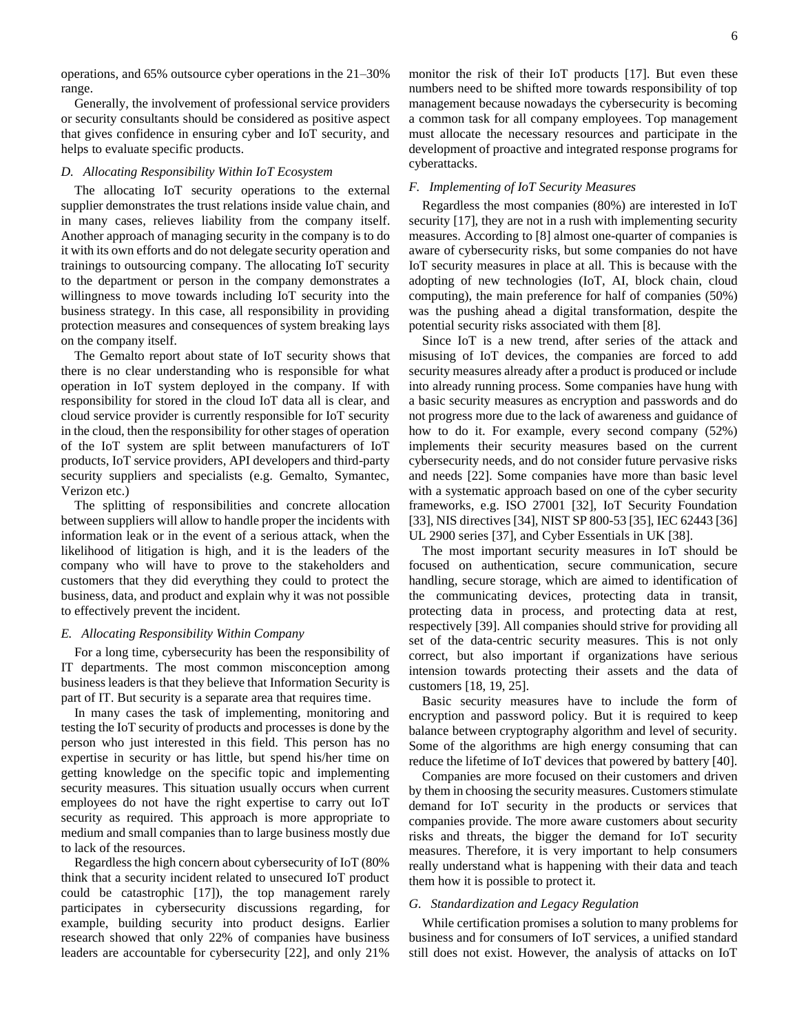operations, and 65% outsource cyber operations in the 21–30% range.

Generally, the involvement of professional service providers or security consultants should be considered as positive aspect that gives confidence in ensuring cyber and IoT security, and helps to evaluate specific products.

### *D. Allocating Responsibility Within IoT Ecosystem*

The allocating IoT security operations to the external supplier demonstrates the trust relations inside value chain, and in many cases, relieves liability from the company itself. Another approach of managing security in the company is to do it with its own efforts and do not delegate security operation and trainings to outsourcing company. The allocating IoT security to the department or person in the company demonstrates a willingness to move towards including IoT security into the business strategy. In this case, all responsibility in providing protection measures and consequences of system breaking lays on the company itself.

The Gemalto report about state of IoT security shows that there is no clear understanding who is responsible for what operation in IoT system deployed in the company. If with responsibility for stored in the cloud IoT data all is clear, and cloud service provider is currently responsible for IoT security in the cloud, then the responsibility for other stages of operation of the IoT system are split between manufacturers of IoT products, IoT service providers, API developers and third-party security suppliers and specialists (e.g. Gemalto, Symantec, Verizon etc.)

The splitting of responsibilities and concrete allocation between suppliers will allow to handle proper the incidents with information leak or in the event of a serious attack, when the likelihood of litigation is high, and it is the leaders of the company who will have to prove to the stakeholders and customers that they did everything they could to protect the business, data, and product and explain why it was not possible to effectively prevent the incident.

### *E. Allocating Responsibility Within Company*

For a long time, cybersecurity has been the responsibility of IT departments. The most common misconception among business leaders is that they believe that Information Security is part of IT. But security is a separate area that requires time.

In many cases the task of implementing, monitoring and testing the IoT security of products and processes is done by the person who just interested in this field. This person has no expertise in security or has little, but spend his/her time on getting knowledge on the specific topic and implementing security measures. This situation usually occurs when current employees do not have the right expertise to carry out IoT security as required. This approach is more appropriate to medium and small companies than to large business mostly due to lack of the resources.

Regardless the high concern about cybersecurity of IoT (80% think that a security incident related to unsecured IoT product could be catastrophic [17]), the top management rarely participates in cybersecurity discussions regarding, for example, building security into product designs. Earlier research showed that only 22% of companies have business leaders are accountable for cybersecurity [22], and only 21% monitor the risk of their IoT products [17]. But even these numbers need to be shifted more towards responsibility of top management because nowadays the cybersecurity is becoming a common task for all company employees. Top management must allocate the necessary resources and participate in the development of proactive and integrated response programs for cyberattacks.

### *F. Implementing of IoT Security Measures*

Regardless the most companies (80%) are interested in IoT security [17], they are not in a rush with implementing security measures. According to [8] almost one-quarter of companies is aware of cybersecurity risks, but some companies do not have IoT security measures in place at all. This is because with the adopting of new technologies (IoT, AI, block chain, cloud computing), the main preference for half of companies (50%) was the pushing ahead a digital transformation, despite the potential security risks associated with them [8].

Since IoT is a new trend, after series of the attack and misusing of IoT devices, the companies are forced to add security measures already after a product is produced or include into already running process. Some companies have hung with a basic security measures as encryption and passwords and do not progress more due to the lack of awareness and guidance of how to do it. For example, every second company (52%) implements their security measures based on the current cybersecurity needs, and do not consider future pervasive risks and needs [22]. Some companies have more than basic level with a systematic approach based on one of the cyber security frameworks, e.g. ISO 27001 [32], IoT Security Foundation [33], NIS directives [34], NIST SP 800-53 [35], IEC 62443 [36] UL 2900 series [37], and Cyber Essentials in UK [38].

The most important security measures in IoT should be focused on authentication, secure communication, secure handling, secure storage, which are aimed to identification of the communicating devices, protecting data in transit, protecting data in process, and protecting data at rest, respectively [39]. All companies should strive for providing all set of the data-centric security measures. This is not only correct, but also important if organizations have serious intension towards protecting their assets and the data of customers [18, 19, 25].

Basic security measures have to include the form of encryption and password policy. But it is required to keep balance between cryptography algorithm and level of security. Some of the algorithms are high energy consuming that can reduce the lifetime of IoT devices that powered by battery [40].

Companies are more focused on their customers and driven by them in choosing the security measures. Customers stimulate demand for IoT security in the products or services that companies provide. The more aware customers about security risks and threats, the bigger the demand for IoT security measures. Therefore, it is very important to help consumers really understand what is happening with their data and teach them how it is possible to protect it.

### *G. Standardization and Legacy Regulation*

While certification promises a solution to many problems for business and for consumers of IoT services, a unified standard still does not exist. However, the analysis of attacks on IoT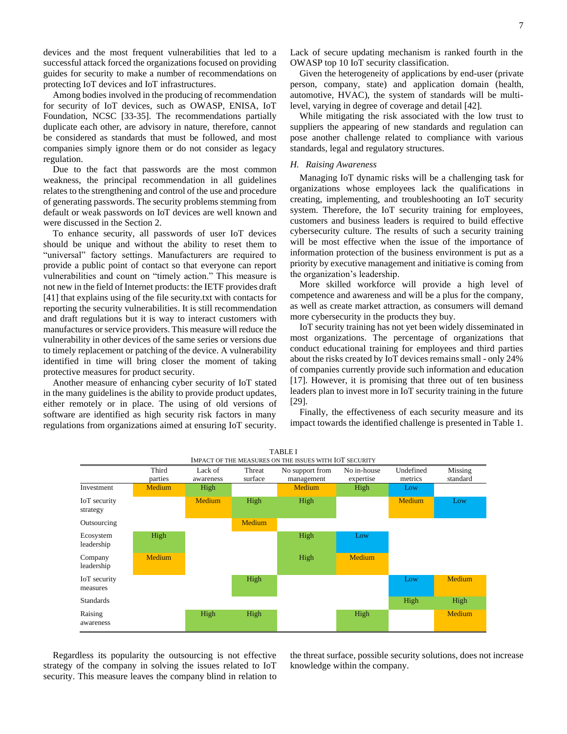devices and the most frequent vulnerabilities that led to a successful attack forced the organizations focused on providing guides for security to make a number of recommendations on protecting IoT devices and IoT infrastructures.

Among bodies involved in the producing of recommendation for security of IoT devices, such as OWASP, ENISA, IoT Foundation, NCSC [33-35]. The recommendations partially duplicate each other, are advisory in nature, therefore, cannot be considered as standards that must be followed, and most companies simply ignore them or do not consider as legacy regulation.

Due to the fact that passwords are the most common weakness, the principal recommendation in all guidelines relates to the strengthening and control of the use and procedure of generating passwords. The security problems stemming from default or weak passwords on IoT devices are well known and were discussed in the Section 2.

To enhance security, all passwords of user IoT devices should be unique and without the ability to reset them to "universal" factory settings. Manufacturers are required to provide a public point of contact so that everyone can report vulnerabilities and count on "timely action." This measure is not new in the field of Internet products: the IETF provides draft [41] that explains using of the file security.txt with contacts for reporting the security vulnerabilities. It is still recommendation and draft regulations but it is way to interact customers with manufactures or service providers. This measure will reduce the vulnerability in other devices of the same series or versions due to timely replacement or patching of the device. A vulnerability identified in time will bring closer the moment of taking protective measures for product security.

Another measure of enhancing cyber security of IoT stated in the many guidelines is the ability to provide product updates, either remotely or in place. The using of old versions of software are identified as high security risk factors in many regulations from organizations aimed at ensuring IoT security. Lack of secure updating mechanism is ranked fourth in the OWASP top 10 IoT security classification.

Given the heterogeneity of applications by end-user (private person, company, state) and application domain (health, automotive, HVAC), the system of standards will be multi-level, varying in degree of coverage and detail [42].

While mitigating the risk associated with the low trust to suppliers the appearing of new standards and regulation can pose another challenge related to compliance with various standards, legal and regulatory structures.

### *H. Raising Awareness*

Managing IoT dynamic risks will be a challenging task for organizations whose employees lack the qualifications in creating, implementing, and troubleshooting an IoT security system. Therefore, the IoT security training for employees, customers and business leaders is required to build effective cybersecurity culture. The results of such a security training will be most effective when the issue of the importance of information protection of the business environment is put as a priority by executive management and initiative is coming from the organization's leadership.

More skilled workforce will provide a high level of competence and awareness and will be a plus for the company, as well as create market attraction, as consumers will demand more cybersecurity in the products they buy.

IoT security training has not yet been widely disseminated in most organizations. The percentage of organizations that conduct educational training for employees and third parties about the risks created by IoT devices remains small - only 24% of companies currently provide such information and education [17]. However, it is promising that three out of ten business leaders plan to invest more in IoT security training in the future [29].

Finally, the effectiveness of each security measure and its impact towards the identified challenge is presented in Table 1.

TABLE I
IMPACT OF THE MEASURES ON THE ISSUES WITH IOT SECURITY

| | Third parties | Lack of awareness | Threat surface | No support from management | No in-house expertise | Undefined metrics | Missing standard |
|---|---|---|---|---|---|---|---|
| Investment | Medium | High | | Medium | High | Low | |
| IoT security strategy | | Medium | High | High | | Medium | Low |
| Outsourcing | | | Medium | | | | |
| Ecosystem leadership | High | | | High | Low | | |
| Company leadership | Medium | | | High | Medium | | |
| IoT security measures | | | High | | | Low | Medium |
| Standards | | | | | | High | High |
| Raising awareness | | High | High | | High | | Medium |

Regardless its popularity the outsourcing is not effective strategy of the company in solving the issues related to IoT security. This measure leaves the company blind in relation to the threat surface, possible security solutions, does not increase knowledge within the company.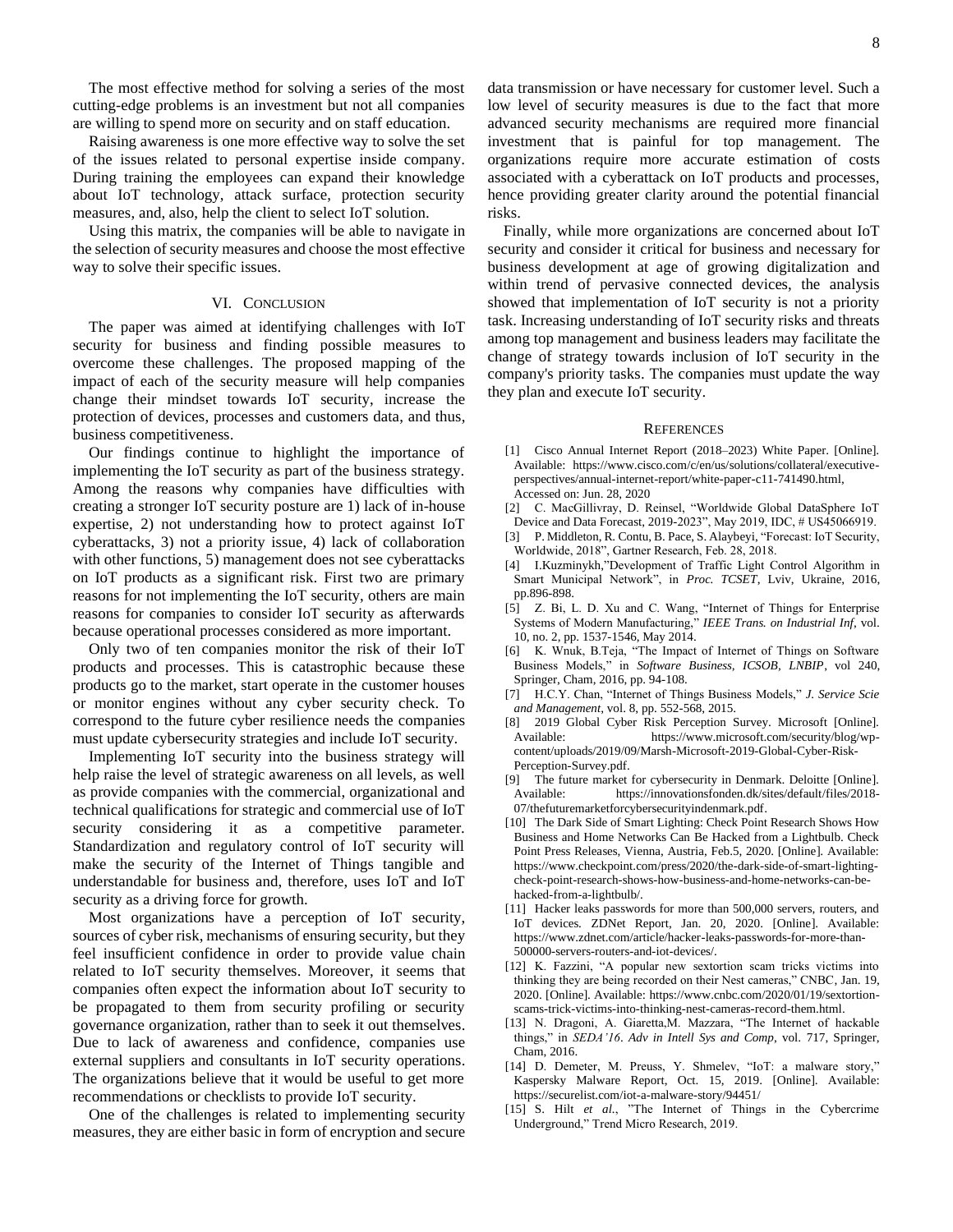The most effective method for solving a series of the most cutting-edge problems is an investment but not all companies are willing to spend more on security and on staff education.

Raising awareness is one more effective way to solve the set of the issues related to personal expertise inside company. During training the employees can expand their knowledge about IoT technology, attack surface, protection security measures, and, also, help the client to select IoT solution.

Using this matrix, the companies will be able to navigate in the selection of security measures and choose the most effective way to solve their specific issues.

## VI. Conclusion

The paper was aimed at identifying challenges with IoT security for business and finding possible measures to overcome these challenges. The proposed mapping of the impact of each of the security measure will help companies change their mindset towards IoT security, increase the protection of devices, processes and customers data, and thus, business competitiveness.

Our findings continue to highlight the importance of implementing the IoT security as part of the business strategy. Among the reasons why companies have difficulties with creating a stronger IoT security posture are 1) lack of in-house expertise, 2) not understanding how to protect against IoT cyberattacks, 3) not a priority issue, 4) lack of collaboration with other functions, 5) management does not see cyberattacks on IoT products as a significant risk. First two are primary reasons for not implementing the IoT security, others are main reasons for companies to consider IoT security as afterwards because operational processes considered as more important.

Only two of ten companies monitor the risk of their IoT products and processes. This is catastrophic because these products go to the market, start operate in the customer houses or monitor engines without any cyber security check. To correspond to the future cyber resilience needs the companies must update cybersecurity strategies and include IoT security.

Implementing IoT security into the business strategy will help raise the level of strategic awareness on all levels, as well as provide companies with the commercial, organizational and technical qualifications for strategic and commercial use of IoT security considering it as a competitive parameter. Standardization and regulatory control of IoT security will make the security of the Internet of Things tangible and understandable for business and, therefore, uses IoT and IoT security as a driving force for growth.

Most organizations have a perception of IoT security, sources of cyber risk, mechanisms of ensuring security, but they feel insufficient confidence in order to provide value chain related to IoT security themselves. Moreover, it seems that companies often expect the information about IoT security to be propagated to them from security profiling or security governance organization, rather than to seek it out themselves. Due to lack of awareness and confidence, companies use external suppliers and consultants in IoT security operations. The organizations believe that it would be useful to get more recommendations or checklists to provide IoT security.

One of the challenges is related to implementing security measures, they are either basic in form of encryption and secure data transmission or have necessary for customer level. Such a low level of security measures is due to the fact that more advanced security mechanisms are required more financial investment that is painful for top management. The organizations require more accurate estimation of costs associated with a cyberattack on IoT products and processes, hence providing greater clarity around the potential financial risks.

Finally, while more organizations are concerned about IoT security and consider it critical for business and necessary for business development at age of growing digitalization and within trend of pervasive connected devices, the analysis showed that implementation of IoT security is not a priority task. Increasing understanding of IoT security risks and threats among top management and business leaders may facilitate the change of strategy towards inclusion of IoT security in the company's priority tasks. The companies must update the way they plan and execute IoT security.

## References

[1] Cisco Annual Internet Report (2018–2023) White Paper. [Online]. Available: https://www.cisco.com/c/en/us/solutions/collateral/executive-perspectives/annual-internet-report/white-paper-c11-741490.html, Accessed on: Jun. 28, 2020

[2] C. MacGillivray, D. Reinsel, "Worldwide Global DataSphere IoT Device and Data Forecast, 2019-2023", May 2019, IDC, # US45066919.

[3] P. Middleton, R. Contu, B. Pace, S. Alaybeyi, "Forecast: IoT Security, Worldwide, 2018", Gartner Research, Feb. 28, 2018.

[4] I.Kuzminykh,"Development of Traffic Light Control Algorithm in Smart Municipal Network", in *Proc. TCSET*, Lviv, Ukraine, 2016, pp.896-898.

[5] Z. Bi, L. D. Xu and C. Wang, "Internet of Things for Enterprise Systems of Modern Manufacturing," *IEEE Trans. on Industrial Inf*, vol. 10, no. 2, pp. 1537-1546, May 2014.

[6] K. Wnuk, B.Teja, "The Impact of Internet of Things on Software Business Models," in *Software Business, ICSOB, LNBIP*, vol 240, Springer, Cham, 2016, pp. 94-108.

[7] H.C.Y. Chan, "Internet of Things Business Models," *J. Service Scie and Management*, vol. 8, pp. 552-568, 2015.

[8] 2019 Global Cyber Risk Perception Survey. Microsoft [Online]. Available: https://www.microsoft.com/security/blog/wp-content/uploads/2019/09/Marsh-Microsoft-2019-Global-Cyber-Risk-Perception-Survey.pdf.

[9] The future market for cybersecurity in Denmark. Deloitte [Online]. Available: https://innovationsfonden.dk/sites/default/files/2018-07/thefuturemarketforcybersecurityindenmark.pdf.

[10] The Dark Side of Smart Lighting: Check Point Research Shows How Business and Home Networks Can Be Hacked from a Lightbulb. Check Point Press Releases, Vienna, Austria, Feb.5, 2020. [Online]. Available: https://www.checkpoint.com/press/2020/the-dark-side-of-smart-lighting-check-point-research-shows-how-business-and-home-networks-can-be-hacked-from-a-lightbulb/.

[11] Hacker leaks passwords for more than 500,000 servers, routers, and IoT devices. ZDNet Report, Jan. 20, 2020. [Online]. Available: https://www.zdnet.com/article/hacker-leaks-passwords-for-more-than-500000-servers-routers-and-iot-devices/.

[12] K. Fazzini, "A popular new sextortion scam tricks victims into thinking they are being recorded on their Nest cameras," CNBC, Jan. 19, 2020. [Online]. Available: https://www.cnbc.com/2020/01/19/sextortion-scams-trick-victims-into-thinking-nest-cameras-record-them.html.

[13] N. Dragoni, A. Giaretta,M. Mazzara, "The Internet of hackable things," in *SEDA'16. Adv in Intell Sys and Comp*, vol. 717, Springer, Cham, 2016.

[14] D. Demeter, M. Preuss, Y. Shmelev, "IoT: a malware story," Kaspersky Malware Report, Oct. 15, 2019. [Online]. Available: https://securelist.com/iot-a-malware-story/94451/

[15] S. Hilt *et al.*, "The Internet of Things in the Cybercrime Underground," Trend Micro Research, 2019.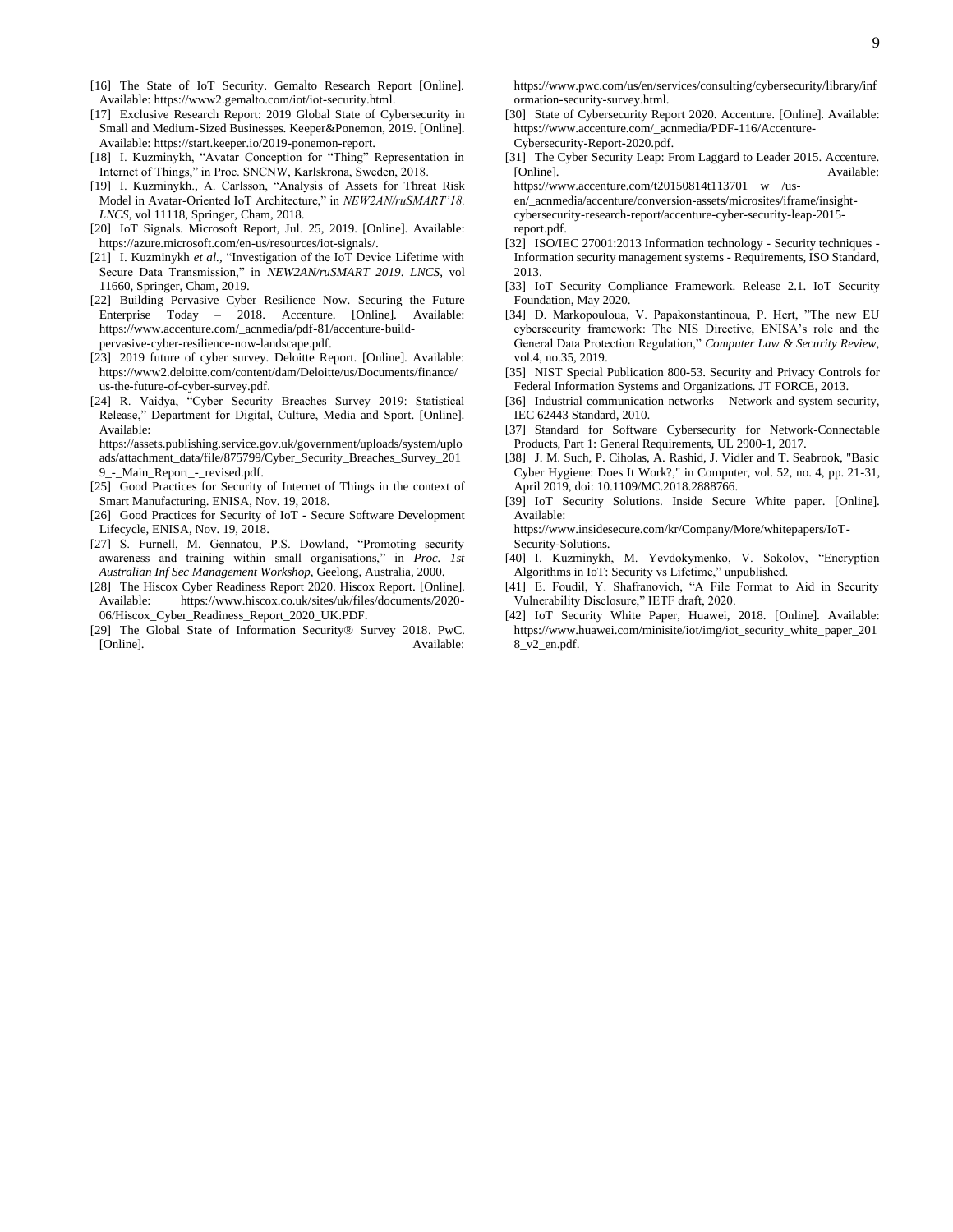[16] The State of IoT Security. Gemalto Research Report [Online]. Available: https://www2.gemalto.com/iot/iot-security.html.

[17] Exclusive Research Report: 2019 Global State of Cybersecurity in Small and Medium-Sized Businesses. Keeper&Ponemon, 2019. [Online]. Available: https://start.keeper.io/2019-ponemon-report.

[18] I. Kuzminykh, "Avatar Conception for "Thing" Representation in Internet of Things," in Proc. SNCNW, Karlskrona, Sweden, 2018.

[19] I. Kuzminykh., A. Carlsson, "Analysis of Assets for Threat Risk Model in Avatar-Oriented IoT Architecture," in *NEW2AN/ruSMART'18. LNCS*, vol 11118, Springer, Cham, 2018.

[20] IoT Signals. Microsoft Report, Jul. 25, 2019. [Online]. Available: https://azure.microsoft.com/en-us/resources/iot-signals/.

[21] I. Kuzminykh *et al.*, "Investigation of the IoT Device Lifetime with Secure Data Transmission," in *NEW2AN/ruSMART 2019*. *LNCS*, vol 11660, Springer, Cham, 2019.

[22] Building Pervasive Cyber Resilience Now. Securing the Future Enterprise Today – 2018. Accenture. [Online]. Available: https://www.accenture.com/_acnmedia/pdf-81/accenture-build-pervasive-cyber-resilience-now-landscape.pdf.

[23] 2019 future of cyber survey. Deloitte Report. [Online]. Available: https://www2.deloitte.com/content/dam/Deloitte/us/Documents/finance/us-the-future-of-cyber-survey.pdf.

[24] R. Vaidya, "Cyber Security Breaches Survey 2019: Statistical Release," Department for Digital, Culture, Media and Sport. [Online]. Available: https://assets.publishing.service.gov.uk/government/uploads/system/uploads/attachment_data/file/875799/Cyber_Security_Breaches_Survey_2019_-_Main_Report_-_revised.pdf.

[25] Good Practices for Security of Internet of Things in the context of Smart Manufacturing. ENISA, Nov. 19, 2018.

[26] Good Practices for Security of IoT - Secure Software Development Lifecycle, ENISA, Nov. 19, 2018.

[27] S. Furnell, M. Gennatou, P.S. Dowland, "Promoting security awareness and training within small organisations," in *Proc. 1st Australian Inf Sec Management Workshop*, Geelong, Australia, 2000.

[28] The Hiscox Cyber Readiness Report 2020. Hiscox Report. [Online]. Available: https://www.hiscox.co.uk/sites/uk/files/documents/2020-06/Hiscox_Cyber_Readiness_Report_2020_UK.PDF.

[29] The Global State of Information Security® Survey 2018. PwC. [Online]. Available: https://www.pwc.com/us/en/services/consulting/cybersecurity/library/information-security-survey.html.

[30] State of Cybersecurity Report 2020. Accenture. [Online]. Available: https://www.accenture.com/_acnmedia/PDF-116/Accenture-Cybersecurity-Report-2020.pdf.

[31] The Cyber Security Leap: From Laggard to Leader 2015. Accenture. [Online]. Available: https://www.accenture.com/t20150814t113701__w__/us-en/_acnmedia/accenture/conversion-assets/microsites/iframe/insight-cybersecurity-research-report/accenture-cyber-security-leap-2015-report.pdf.

[32] ISO/IEC 27001:2013 Information technology - Security techniques - Information security management systems - Requirements, ISO Standard, 2013.

[33] IoT Security Compliance Framework. Release 2.1. IoT Security Foundation, May 2020.

[34] D. Markopouloua, V. Papakonstantinoua, P. Hert, "The new EU cybersecurity framework: The NIS Directive, ENISA's role and the General Data Protection Regulation," *Computer Law & Security Review*, vol.4, no.35, 2019.

[35] NIST Special Publication 800-53. Security and Privacy Controls for Federal Information Systems and Organizations. JT FORCE, 2013.

[36] Industrial communication networks – Network and system security, IEC 62443 Standard, 2010.

[37] Standard for Software Cybersecurity for Network-Connectable Products, Part 1: General Requirements, UL 2900-1, 2017.

[38] J. M. Such, P. Ciholas, A. Rashid, J. Vidler and T. Seabrook, "Basic Cyber Hygiene: Does It Work?," in Computer, vol. 52, no. 4, pp. 21-31, April 2019, doi: 10.1109/MC.2018.2888766.

[39] IoT Security Solutions. Inside Secure White paper. [Online]. Available: https://www.insidesecure.com/kr/Company/More/whitepapers/IoT-Security-Solutions.

[40] I. Kuzminykh, M. Yevdokymenko, V. Sokolov, "Encryption Algorithms in IoT: Security vs Lifetime," unpublished.

[41] E. Foudil, Y. Shafranovich, "A File Format to Aid in Security Vulnerability Disclosure," IETF draft, 2020.

[42] IoT Security White Paper, Huawei, 2018. [Online]. Available: https://www.huawei.com/minisite/iot/img/iot_security_white_paper_2018_v2_en.pdf.